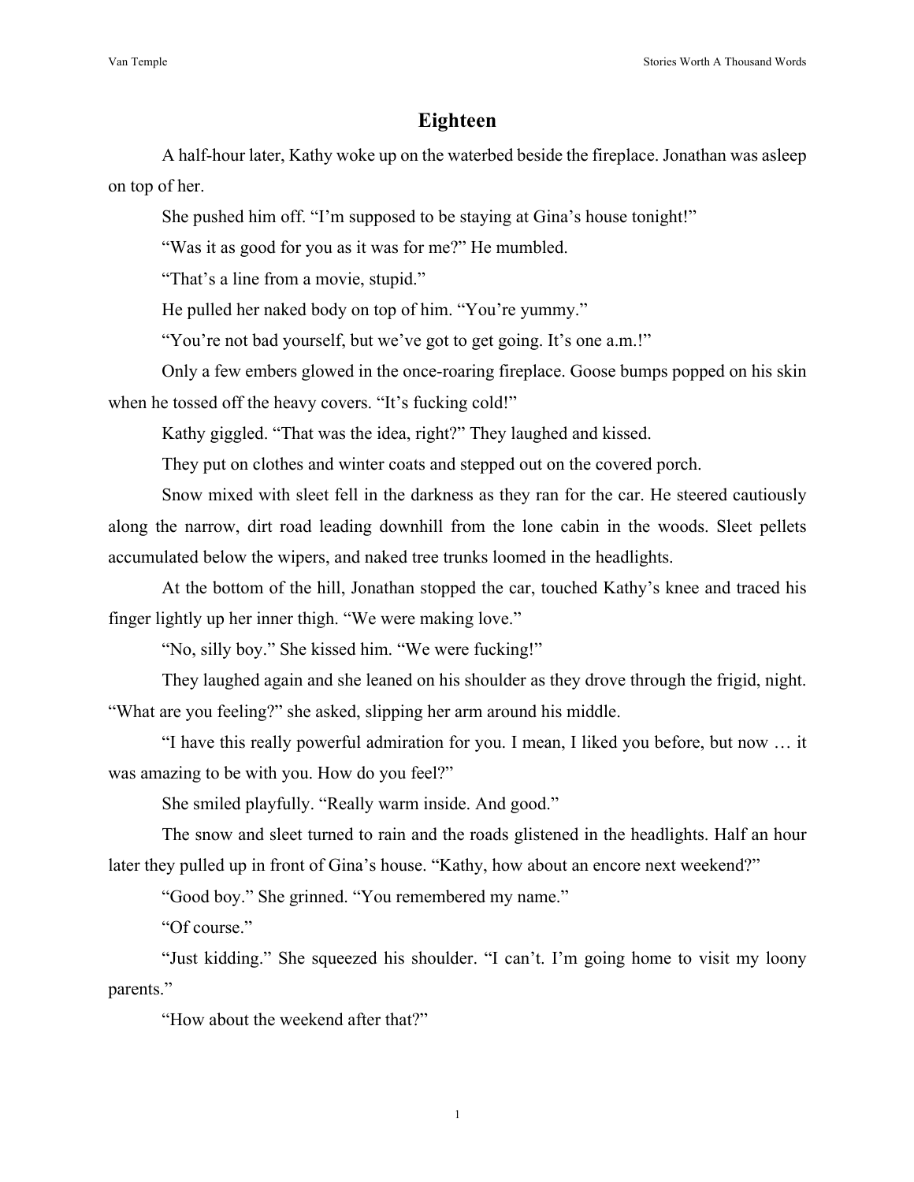# Eighteen

A half-hour later, Kathy woke up on the waterbed beside the fireplace. Jonathan was asleep on top of her.

She pushed him off. "I'm supposed to be staying at Gina's house tonight!"

"Was it as good for you as it was for me?" He mumbled.

"That's a line from a movie, stupid."

He pulled her naked body on top of him. "You're yummy."

"You're not bad yourself, but we've got to get going. It's one a.m.!"

Only a few embers glowed in the once-roaring fireplace. Goose bumps popped on his skin when he tossed off the heavy covers. "It's fucking cold!"

Kathy giggled. "That was the idea, right?" They laughed and kissed.

They put on clothes and winter coats and stepped out on the covered porch.

Snow mixed with sleet fell in the darkness as they ran for the car. He steered cautiously along the narrow, dirt road leading downhill from the lone cabin in the woods. Sleet pellets accumulated below the wipers, and naked tree trunks loomed in the headlights.

At the bottom of the hill, Jonathan stopped the car, touched Kathy's knee and traced his finger lightly up her inner thigh. "We were making love."

"No, silly boy." She kissed him. "We were fucking!"

They laughed again and she leaned on his shoulder as they drove through the frigid, night. "What are you feeling?" she asked, slipping her arm around his middle.

"I have this really powerful admiration for you. I mean, I liked you before, but now … it was amazing to be with you. How do you feel?"

She smiled playfully. "Really warm inside. And good."

The snow and sleet turned to rain and the roads glistened in the headlights. Half an hour later they pulled up in front of Gina's house. "Kathy, how about an encore next weekend?"

"Good boy." She grinned. "You remembered my name."

"Of course."

"Just kidding." She squeezed his shoulder. "I can't. I'm going home to visit my loony parents."

"How about the weekend after that?"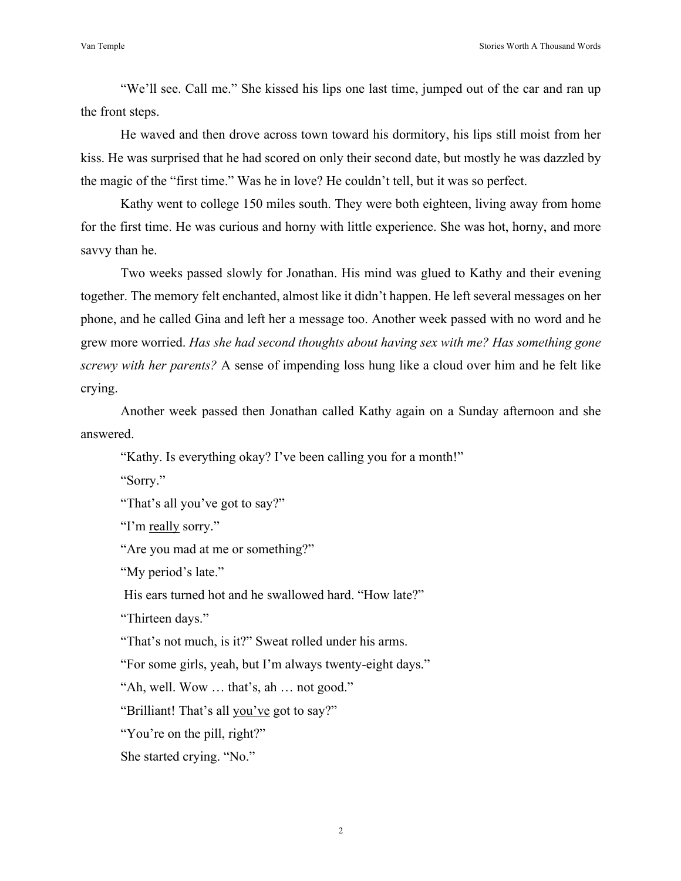"We'll see. Call me." She kissed his lips one last time, jumped out of the car and ran up the front steps.

He waved and then drove across town toward his dormitory, his lips still moist from her kiss. He was surprised that he had scored on only their second date, but mostly he was dazzled by the magic of the "first time." Was he in love? He couldn't tell, but it was so perfect.

Kathy went to college 150 miles south. They were both eighteen, living away from home for the first time. He was curious and horny with little experience. She was hot, horny, and more savvy than he.

Two weeks passed slowly for Jonathan. His mind was glued to Kathy and their evening together. The memory felt enchanted, almost like it didn't happen. He left several messages on her phone, and he called Gina and left her a message too. Another week passed with no word and he grew more worried. *Has she had second thoughts about having sex with me? Has something gone screwy with her parents?* A sense of impending loss hung like a cloud over him and he felt like crying.

Another week passed then Jonathan called Kathy again on a Sunday afternoon and she answered.

"Kathy. Is everything okay? I've been calling you for a month!"

"Sorry."

"That's all you've got to say?"

"I'm <u>really</u> sorry."

"Are you mad at me or something?"

"My period's late."

His ears turned hot and he swallowed hard. "How late?"

"Thirteen days."

"That's not much, is it?" Sweat rolled under his arms.

"For some girls, yeah, but I'm always twenty-eight days."

"Ah, well. Wow … that's, ah … not good."

"Brilliant! That's all <u>you've</u> got to say?"

"You're on the pill, right?"

She started crying. "No."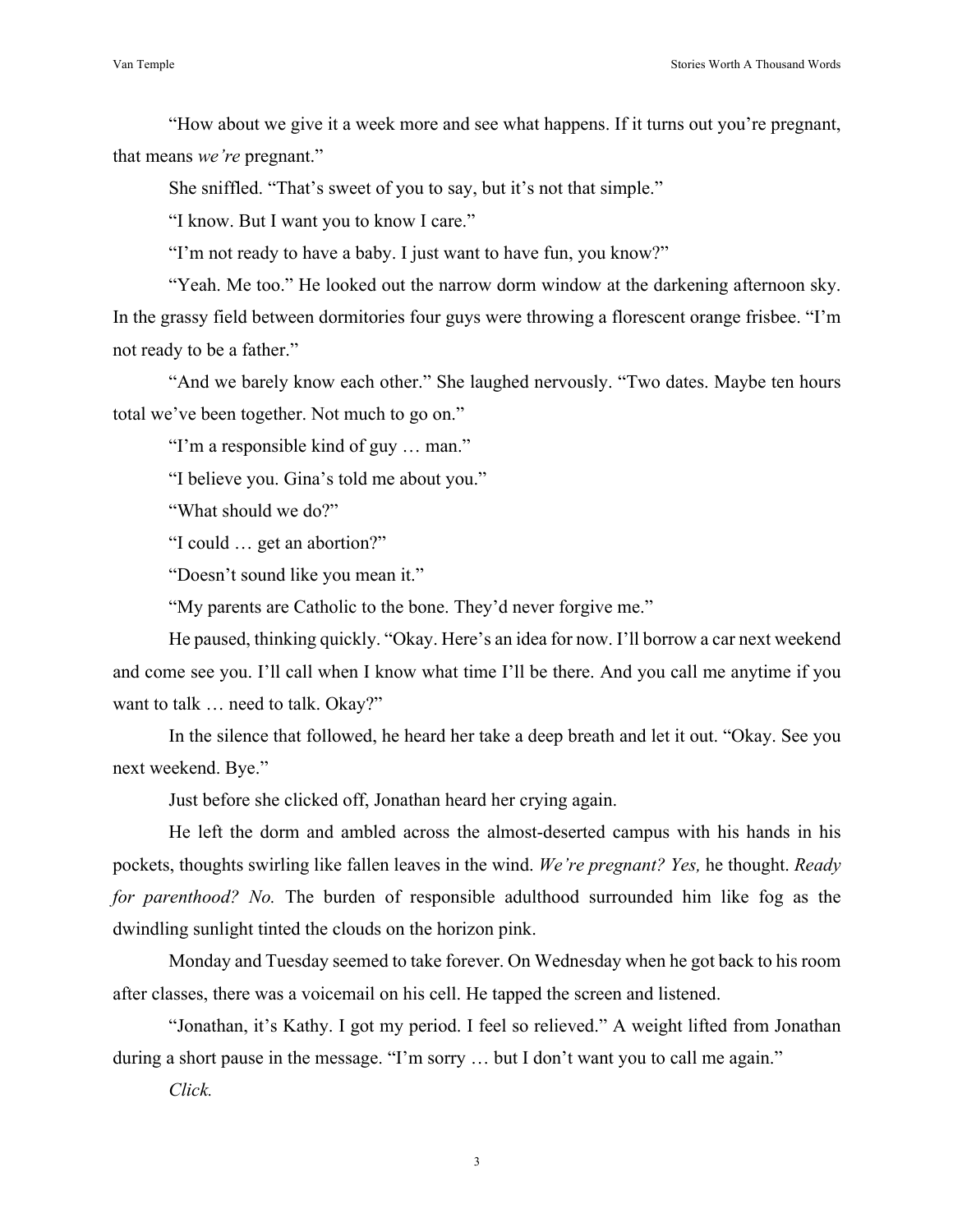"How about we give it a week more and see what happens. If it turns out you're pregnant, that means *we're* pregnant."

She sniffled. "That's sweet of you to say, but it's not that simple."

"I know. But I want you to know I care."

"I'm not ready to have a baby. I just want to have fun, you know?"

"Yeah. Me too." He looked out the narrow dorm window at the darkening afternoon sky. In the grassy field between dormitories four guys were throwing a florescent orange frisbee. "I'm not ready to be a father."

"And we barely know each other." She laughed nervously. "Two dates. Maybe ten hours total we've been together. Not much to go on."

"I'm a responsible kind of guy … man."

"I believe you. Gina's told me about you."

"What should we do?"

"I could … get an abortion?"

"Doesn't sound like you mean it."

"My parents are Catholic to the bone. They'd never forgive me."

He paused, thinking quickly. "Okay. Here's an idea for now. I'll borrow a car next weekend and come see you. I'll call when I know what time I'll be there. And you call me anytime if you want to talk … need to talk. Okay?"

In the silence that followed, he heard her take a deep breath and let it out. "Okay. See you next weekend. Bye."

Just before she clicked off, Jonathan heard her crying again.

He left the dorm and ambled across the almost-deserted campus with his hands in his pockets, thoughts swirling like fallen leaves in the wind. *We're pregnant? Yes,* he thought. *Ready for parenthood? No.* The burden of responsible adulthood surrounded him like fog as the dwindling sunlight tinted the clouds on the horizon pink.

Monday and Tuesday seemed to take forever. On Wednesday when he got back to his room after classes, there was a voicemail on his cell. He tapped the screen and listened.

"Jonathan, it's Kathy. I got my period. I feel so relieved." A weight lifted from Jonathan during a short pause in the message. "I'm sorry … but I don't want you to call me again."

*Click.*